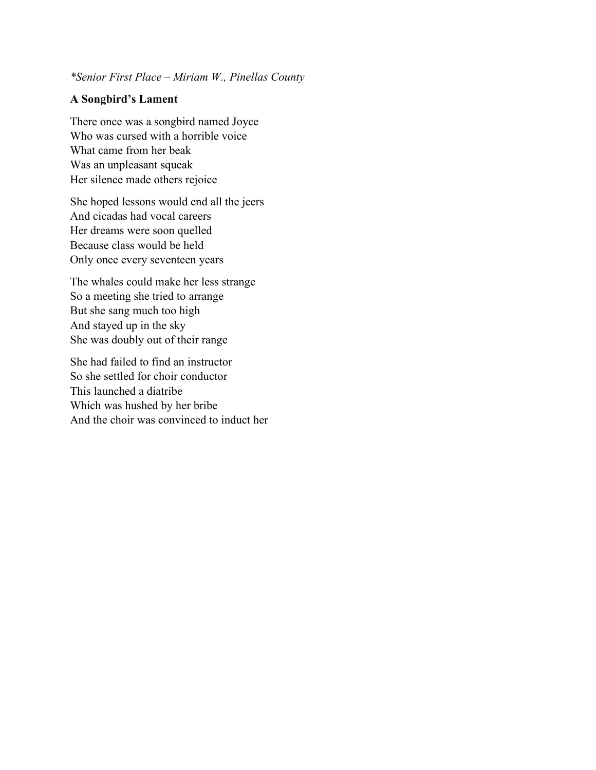*\*Senior First Place – Miriam W., Pinellas County*

**A Songbird's Lament**

There once was a songbird named Joyce
Who was cursed with a horrible voice
What came from her beak
Was an unpleasant squeak
Her silence made others rejoice

She hoped lessons would end all the jeers
And cicadas had vocal careers
Her dreams were soon quelled
Because class would be held
Only once every seventeen years

The whales could make her less strange
So a meeting she tried to arrange
But she sang much too high
And stayed up in the sky
She was doubly out of their range

She had failed to find an instructor
So she settled for choir conductor
This launched a diatribe
Which was hushed by her bribe
And the choir was convinced to induct her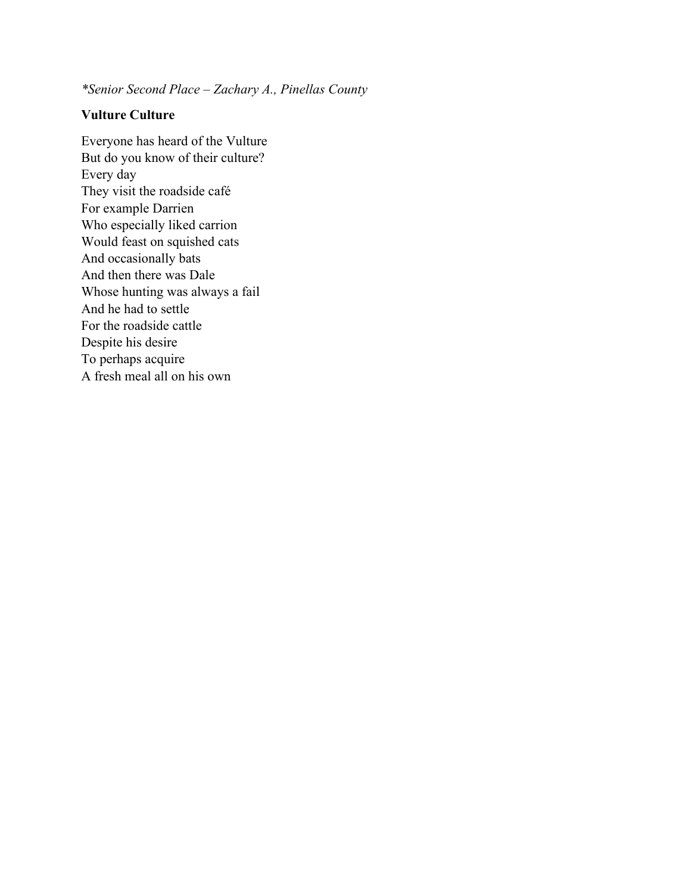*\*Senior Second Place – Zachary A., Pinellas County*

**Vulture Culture**

Everyone has heard of the Vulture  
But do you know of their culture?  
Every day  
They visit the roadside café  
For example Darrien  
Who especially liked carrion  
Would feast on squished cats  
And occasionally bats  
And then there was Dale  
Whose hunting was always a fail  
And he had to settle  
For the roadside cattle  
Despite his desire  
To perhaps acquire  
A fresh meal all on his own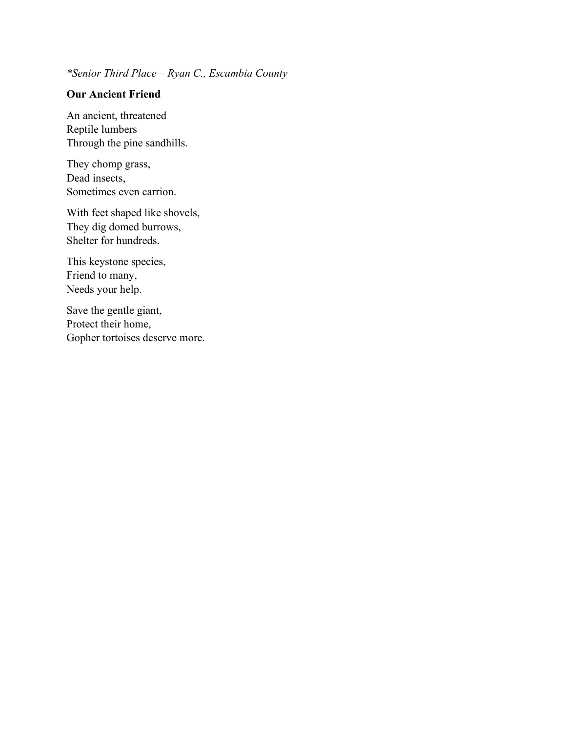*\*Senior Third Place – Ryan C., Escambia County*

**Our Ancient Friend**

An ancient, threatened  
Reptile lumbers  
Through the pine sandhills.

They chomp grass,  
Dead insects,  
Sometimes even carrion.

With feet shaped like shovels,  
They dig domed burrows,  
Shelter for hundreds.

This keystone species,  
Friend to many,  
Needs your help.

Save the gentle giant,  
Protect their home,  
Gopher tortoises deserve more.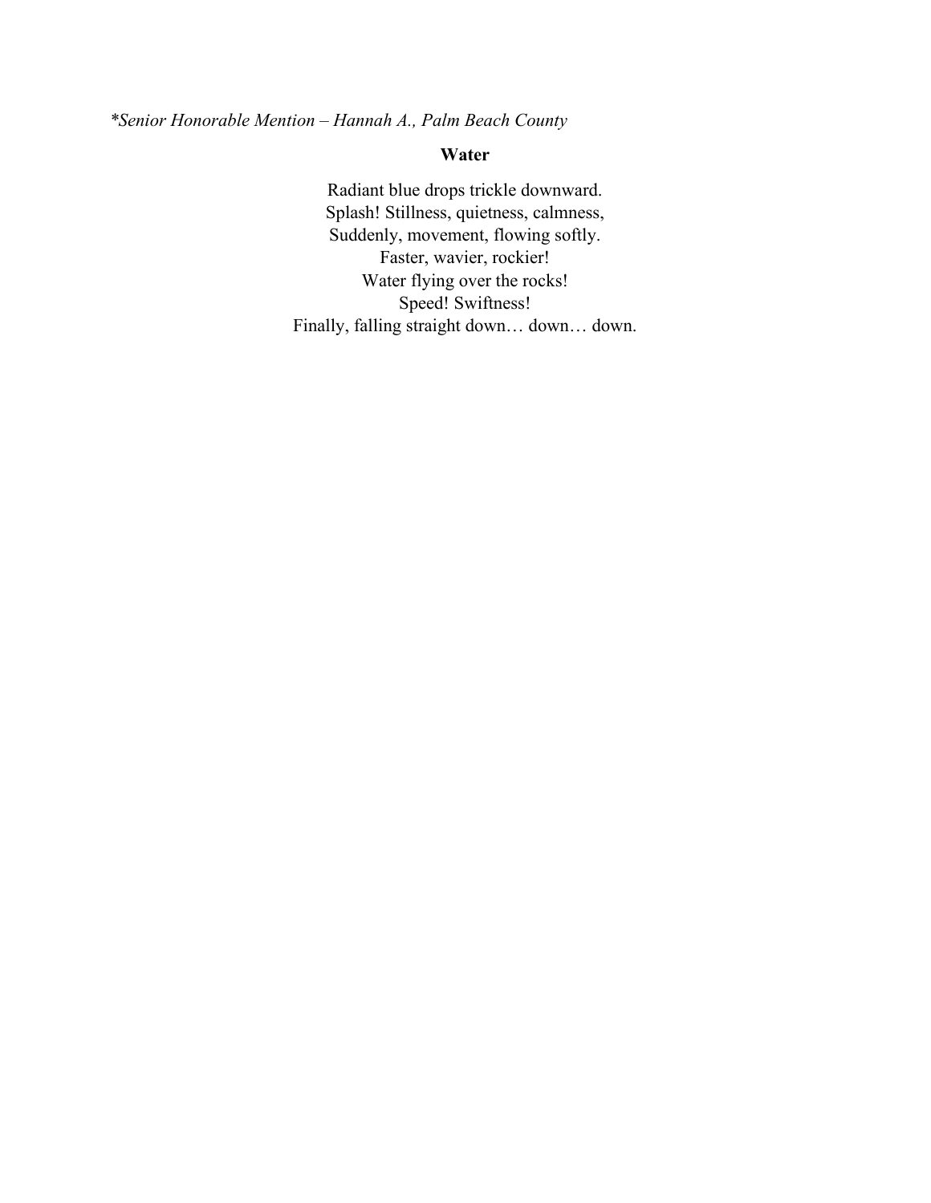*\*Senior Honorable Mention – Hannah A., Palm Beach County*

**Water**

Radiant blue drops trickle downward.  
Splash! Stillness, quietness, calmness,  
Suddenly, movement, flowing softly.  
Faster, wavier, rockier!  
Water flying over the rocks!  
Speed! Swiftness!  
Finally, falling straight down… down… down.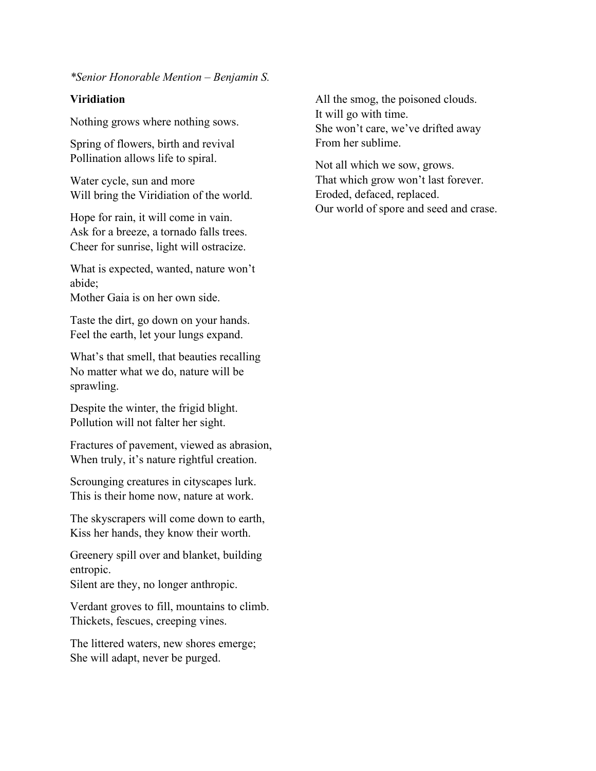*\*Senior Honorable Mention – Benjamin S.*

**Viridiation**

Nothing grows where nothing sows.

Spring of flowers, birth and revival  
Pollination allows life to spiral.

Water cycle, sun and more  
Will bring the Viridiation of the world.

Hope for rain, it will come in vain.  
Ask for a breeze, a tornado falls trees.  
Cheer for sunrise, light will ostracize.

What is expected, wanted, nature won't abide;  
Mother Gaia is on her own side.

Taste the dirt, go down on your hands.  
Feel the earth, let your lungs expand.

What's that smell, that beauties recalling  
No matter what we do, nature will be sprawling.

Despite the winter, the frigid blight.  
Pollution will not falter her sight.

Fractures of pavement, viewed as abrasion,  
When truly, it's nature rightful creation.

Scrounging creatures in cityscapes lurk.  
This is their home now, nature at work.

The skyscrapers will come down to earth,  
Kiss her hands, they know their worth.

Greenery spill over and blanket, building entropic.  
Silent are they, no longer anthropic.

Verdant groves to fill, mountains to climb.  
Thickets, fescues, creeping vines.

The littered waters, new shores emerge;  
She will adapt, never be purged.

All the smog, the poisoned clouds.  
It will go with time.  
She won't care, we've drifted away  
From her sublime.

Not all which we sow, grows.  
That which grow won't last forever.  
Eroded, defaced, replaced.  
Our world of spore and seed and crase.